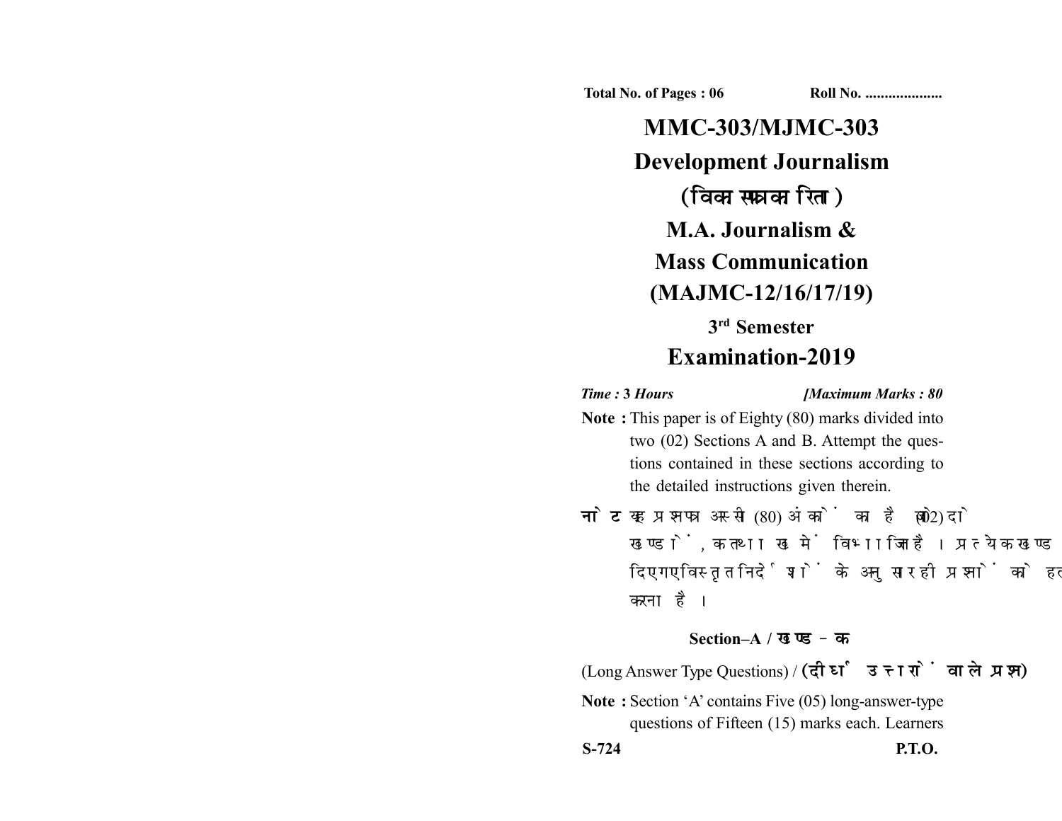Total No. of Pages : 06 Roll No. ....................

# MMC-303/MJMC-303

# Development Journalism

# (विकासपरक पत्रकारिता)

## M.A. Journalism & Mass Communication (MAJMC-12/16/17/19)

### 3rd Semester

## Examination-2019

*Time : 3 Hours* *[Maximum Marks : 80*

**Note :** This paper is of Eighty (80) marks divided into two (02) Sections A and B. Attempt the questions contained in these sections according to the detailed instructions given therein.

**नोट :** यह प्रश्नपत्र अस्सी (80) अंकों का है जो दो (02) खण्डों, क तथा ख में विभाजित है। प्रत्येक खण्ड में दिए गए विस्तृत निर्देशों के अनुसार ही प्रश्नों को हल करना है।

### Section–A / खण्ड–क

(Long Answer Type Questions) / (दीर्घ उत्तरों वाले प्रश्न)

**Note :** Section 'A' contains Five (05) long-answer-type questions of Fifteen (15) marks each. Learners

S-724 P.T.O.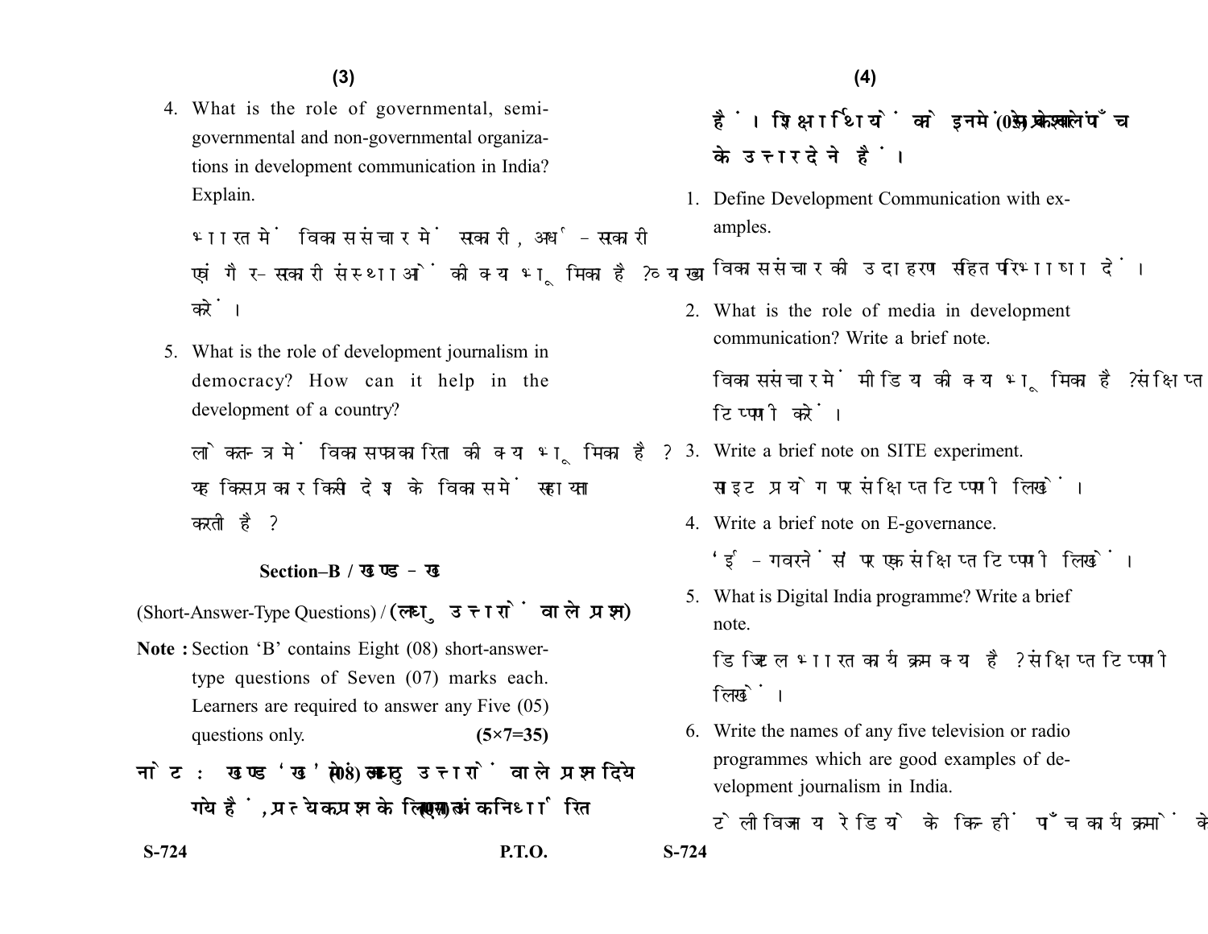4. What is the role of governmental, semi-governmental and non-governmental organizations in development communication in India? Explain.

   भारत में विकास संचार में सरकारी, अर्ध-सरकारी एवं गैर-सरकारी संस्थाओं की क्या भूमिका है? व्याख्या करें।

5. What is the role of development journalism in democracy? How can it help in the development of a country?

   लोकतन्त्र में विकास पत्रकारिता की क्या भूमिका है? यह किस प्रकार किसी देश के विकास में सहायता करती है?

## Section–B / खण्ड–ख

(Short-Answer-Type Questions) / **(लघु उत्तरों वाले प्रश्न)**

**Note :** Section 'B' contains Eight (08) short-answer-type questions of Seven (07) marks each. Learners are required to answer any Five (05) questions only. **(5×7=35)**

**नोट : खण्ड 'ख' में आठ (08) लघु उत्तरों वाले प्रश्न दिये गये हैं, प्रत्येक प्रश्न के लिए सात (07) अंक निर्धारित हैं। शिक्षार्थियों को इनमें से केवल पाँच (05) प्रश्नों के उत्तर देने हैं।**

1. Define Development Communication with examples.

   विकास संचार की उदाहरण सहित परिभाषा दें।

2. What is the role of media in development communication? Write a brief note.

   विकास संचार में मीडिया की क्या भूमिका है? संक्षिप्त टिप्पणी करें।

3. Write a brief note on SITE experiment.

   साइट प्रयोग पर संक्षिप्त टिप्पणी लिखें।

4. Write a brief note on E-governance.

   'ई-गवरनेंस' पर एक संक्षिप्त टिप्पणी लिखें।

5. What is Digital India programme? Write a brief note.

   डिजिटल भारत कार्यक्रम क्या है? संक्षिप्त टिप्पणी लिखें।

6. Write the names of any five television or radio programmes which are good examples of development journalism in India.

   टेलीविजन या रेडियो के किन्हीं पाँच कार्यक्रमों के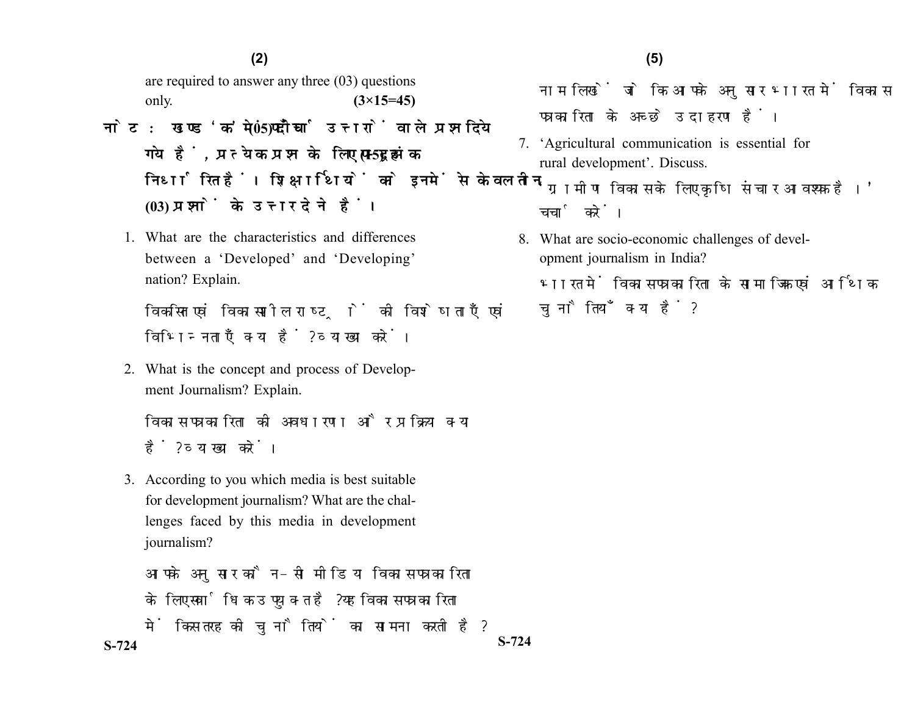are required to answer any three (03) questions only. **(3×15=45)**

**नोट : खण्ड 'क' में (05) दीर्घ उत्तरों वाले प्रश्न दिये गये हैं, प्रत्येक प्रश्न के लिए पन्द्रह (15) अंक निर्धारित हैं। शिक्षार्थियों को इनमें से केवल तीन (03) प्रश्नों के उत्तर देने हैं।**

1. What are the characteristics and differences between a 'Developed' and 'Developing' nation? Explain.

   विकसित एवं विकासशील राष्ट्रों की विशेषताएँ एवं विभिन्नताएँ क्या हैं? व्याख्या करें।

2. What is the concept and process of Development Journalism? Explain.

   विकास पत्रकारिता की अवधारणा और प्रक्रिया क्या है? व्याख्या करें।

3. According to you which media is best suitable for development journalism? What are the challenges faced by this media in development journalism?

   आपके अनुसार कौन-सी मीडिया विकास पत्रकारिता के लिए सर्वाधिक उपयुक्त है? यह विकास पत्रकारिता में किस तरह की चुनौतियों का सामना करती है?

नाम लिखें जो कि आपके अनुसार भारत में विकास पत्रकारिता के अच्छे उदाहरण हैं।

7. 'Agricultural communication is essential for rural development'. Discuss.

   'ग्रामीण विकास के लिए कृषि संचार आवश्यक है।' चर्चा करें।

8. What are socio-economic challenges of development journalism in India?

   भारत में विकास पत्रकारिता के सामाजिक एवं आर्थिक चुनौतियाँ क्या हैं?